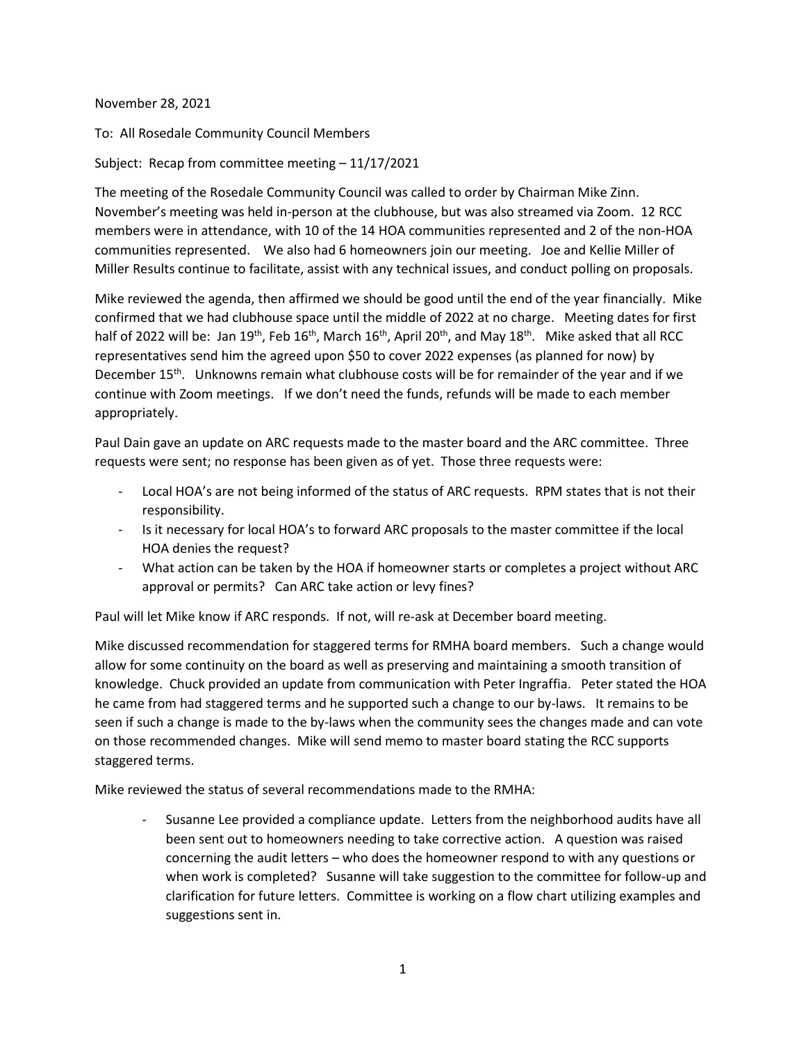November 28, 2021

To: All Rosedale Community Council Members

Subject: Recap from committee meeting – 11/17/2021

The meeting of the Rosedale Community Council was called to order by Chairman Mike Zinn. November's meeting was held in-person at the clubhouse, but was also streamed via Zoom. 12 RCC members were in attendance, with 10 of the 14 HOA communities represented and 2 of the non-HOA communities represented. We also had 6 homeowners join our meeting. Joe and Kellie Miller of Miller Results continue to facilitate, assist with any technical issues, and conduct polling on proposals.

Mike reviewed the agenda, then affirmed we should be good until the end of the year financially. Mike confirmed that we had clubhouse space until the middle of 2022 at no charge. Meeting dates for first half of 2022 will be: Jan 19th, Feb 16th, March 16th, April 20th, and May 18th. Mike asked that all RCC representatives send him the agreed upon $50 to cover 2022 expenses (as planned for now) by December 15th. Unknowns remain what clubhouse costs will be for remainder of the year and if we continue with Zoom meetings. If we don't need the funds, refunds will be made to each member appropriately.

Paul Dain gave an update on ARC requests made to the master board and the ARC committee. Three requests were sent; no response has been given as of yet. Those three requests were:

- Local HOA's are not being informed of the status of ARC requests. RPM states that is not their responsibility.
- Is it necessary for local HOA's to forward ARC proposals to the master committee if the local HOA denies the request?
- What action can be taken by the HOA if homeowner starts or completes a project without ARC approval or permits? Can ARC take action or levy fines?

Paul will let Mike know if ARC responds. If not, will re-ask at December board meeting.

Mike discussed recommendation for staggered terms for RMHA board members. Such a change would allow for some continuity on the board as well as preserving and maintaining a smooth transition of knowledge. Chuck provided an update from communication with Peter Ingraffia. Peter stated the HOA he came from had staggered terms and he supported such a change to our by-laws. It remains to be seen if such a change is made to the by-laws when the community sees the changes made and can vote on those recommended changes. Mike will send memo to master board stating the RCC supports staggered terms.

Mike reviewed the status of several recommendations made to the RMHA:

- Susanne Lee provided a compliance update. Letters from the neighborhood audits have all been sent out to homeowners needing to take corrective action. A question was raised concerning the audit letters – who does the homeowner respond to with any questions or when work is completed? Susanne will take suggestion to the committee for follow-up and clarification for future letters. Committee is working on a flow chart utilizing examples and suggestions sent in.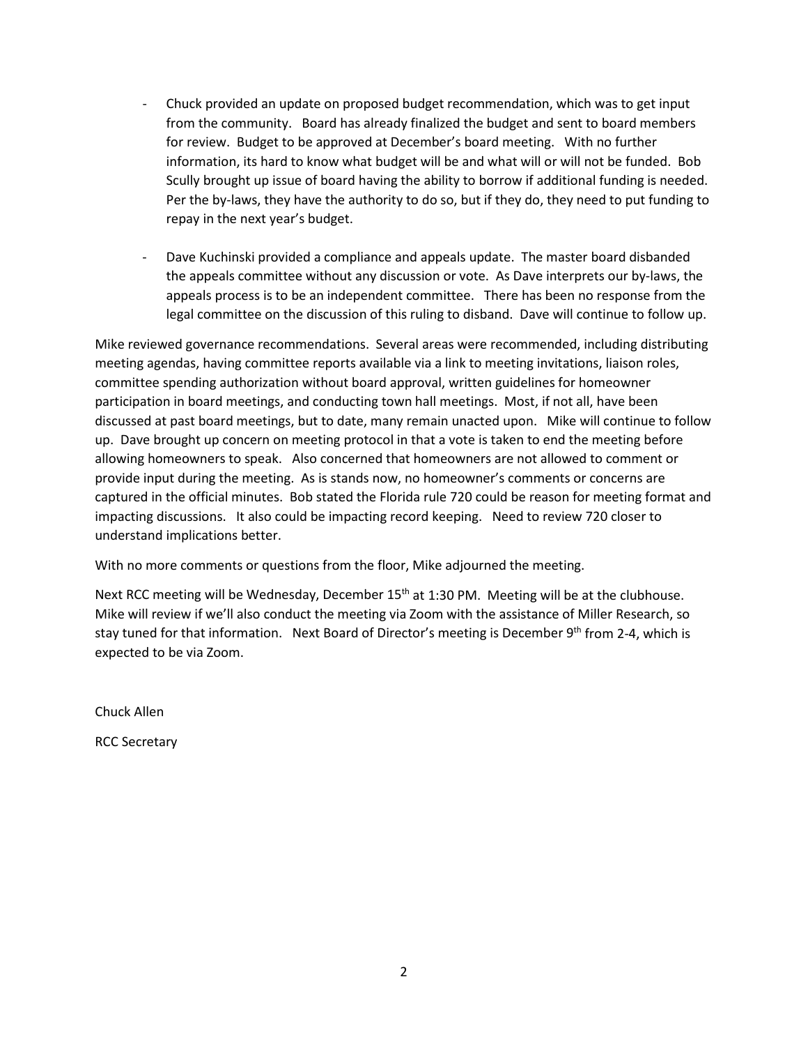- Chuck provided an update on proposed budget recommendation, which was to get input from the community. Board has already finalized the budget and sent to board members for review. Budget to be approved at December's board meeting. With no further information, its hard to know what budget will be and what will or will not be funded. Bob Scully brought up issue of board having the ability to borrow if additional funding is needed. Per the by-laws, they have the authority to do so, but if they do, they need to put funding to repay in the next year's budget.

- Dave Kuchinski provided a compliance and appeals update. The master board disbanded the appeals committee without any discussion or vote. As Dave interprets our by-laws, the appeals process is to be an independent committee. There has been no response from the legal committee on the discussion of this ruling to disband. Dave will continue to follow up.

Mike reviewed governance recommendations. Several areas were recommended, including distributing meeting agendas, having committee reports available via a link to meeting invitations, liaison roles, committee spending authorization without board approval, written guidelines for homeowner participation in board meetings, and conducting town hall meetings. Most, if not all, have been discussed at past board meetings, but to date, many remain unacted upon. Mike will continue to follow up. Dave brought up concern on meeting protocol in that a vote is taken to end the meeting before allowing homeowners to speak. Also concerned that homeowners are not allowed to comment or provide input during the meeting. As is stands now, no homeowner's comments or concerns are captured in the official minutes. Bob stated the Florida rule 720 could be reason for meeting format and impacting discussions. It also could be impacting record keeping. Need to review 720 closer to understand implications better.

With no more comments or questions from the floor, Mike adjourned the meeting.

Next RCC meeting will be Wednesday, December 15th at 1:30 PM. Meeting will be at the clubhouse. Mike will review if we'll also conduct the meeting via Zoom with the assistance of Miller Research, so stay tuned for that information. Next Board of Director's meeting is December 9th from 2-4, which is expected to be via Zoom.

Chuck Allen

RCC Secretary